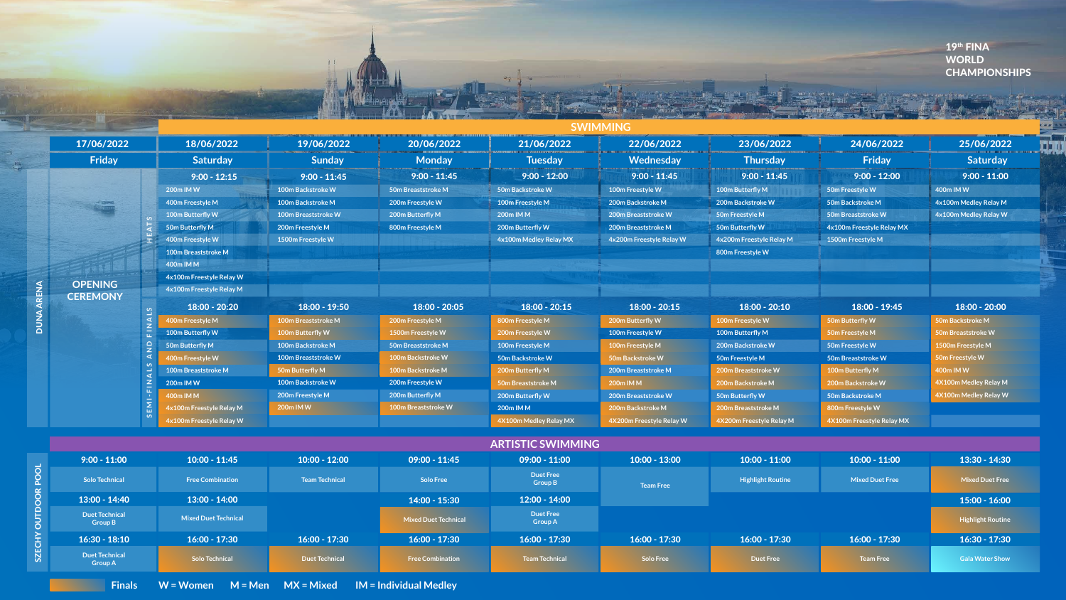# 19th FINA WORLD CHAMPIONSHIPS

## SWIMMING — DUNA ARENA

| | 17/06/2022 | 18/06/2022 | 19/06/2022 | 20/06/2022 | 21/06/2022 | 22/06/2022 | 23/06/2022 | 24/06/2022 | 25/06/2022 |
|---|---|---|---|---|---|---|---|---|---|
| | Friday | Saturday | Sunday | Monday | Tuesday | Wednesday | Thursday | Friday | Saturday |
| **HEATS** | OPENING CEREMONY | 9:00 - 12:15 | 9:00 - 11:45 | 9:00 - 11:45 | 9:00 - 12:00 | 9:00 - 11:45 | 9:00 - 11:45 | 9:00 - 12:00 | 9:00 - 11:00 |
| | | 200m IM W | 100m Backstroke W | 50m Breaststroke M | 50m Backstroke W | 100m Freestyle W | 100m Butterfly M | 50m Freestyle W | 400m IM W |
| | | 400m Freestyle M | 100m Backstroke M | 200m Freestyle W | 100m Freestyle M | 200m Backstroke M | 200m Backstroke W | 50m Backstroke M | 4x100m Medley Relay M |
| | | 100m Butterfly W | 100m Breaststroke W | 200m Butterfly M | 200m IM M | 200m Breaststroke W | 50m Freestyle M | 50m Breaststroke W | 4x100m Medley Relay W |
| | | 50m Butterfly M | 200m Freestyle M | 800m Freestyle M | 200m Butterfly W | 200m Breaststroke M | 50m Butterfly W | 4x100m Freestyle Relay MX | |
| | | 400m Freestyle W | 1500m Freestyle W | | 4x100m Medley Relay MX | 4x200m Freestyle Relay W | 4x200m Freestyle Relay M | 1500m Freestyle M | |
| | | 100m Breaststroke M | | | | | 800m Freestyle W | | |
| | | 400m IM M | | | | | | | |
| | | 4x100m Freestyle Relay W | | | | | | | |
| | | 4x100m Freestyle Relay M | | | | | | | |
| **SEMI-FINALS AND FINALS** | | 18:00 - 20:20 | 18:00 - 19:50 | 18:00 - 20:05 | 18:00 - 20:15 | 18:00 - 20:15 | 18:00 - 20:10 | 18:00 - 19:45 | 18:00 - 20:00 |
| | | 400m Freestyle M | 100m Breaststroke M | 200m Freestyle M | 800m Freestyle W | 200m Butterfly W | 100m Freestyle W | 50m Butterfly W | 50m Backstroke M |
| | | 100m Butterfly W | 100m Butterfly W | 1500m Freestyle W | 200m Freestyle W | 100m Freestyle W | 100m Butterfly M | 50m Freestyle M | 50m Breaststroke W |
| | | 50m Butterfly M | 100m Backstroke M | 50m Breaststroke M | 100m Freestyle M | 100m Freestyle M | 200m Backstroke W | 50m Freestyle W | 1500m Freestyle M |
| | | 400m Freestyle W | 100m Breaststroke W | 100m Backstroke W | 50m Backstroke W | 50m Backstroke W | 50m Freestyle M | 50m Breaststroke W | 50m Freestyle W |
| | | 100m Breaststroke M | 50m Butterfly M | 100m Backstroke M | 200m Butterfly M | 200m Breaststroke M | 200m Breaststroke W | 100m Butterfly M | 400m IM W |
| | | 200m IM W | 100m Backstroke W | 200m Freestyle W | 50m Breaststroke M | 200m IM M | 200m Backstroke M | 200m Backstroke W | 4X100m Medley Relay M |
| | | 400m IM M | 200m Freestyle M | 200m Butterfly M | 200m Butterfly W | 200m Breaststroke W | 50m Butterfly W | 50m Backstroke M | 4X100m Medley Relay W |
| | | 4x100m Freestyle Relay M | 200m IM W | 100m Breaststroke W | 200m IM M | 200m Backstroke M | 200m Breaststroke M | 800m Freestyle W | |
| | | 4x100m Freestyle Relay W | | | 4X100m Medley Relay MX | 4X200m Freestyle Relay W | 4X200m Freestyle Relay M | 4X100m Freestyle Relay MX | |

## ARTISTIC SWIMMING — SZÉCHY OUTDOOR POOL

| 17/06/2022 | 18/06/2022 | 19/06/2022 | 20/06/2022 | 21/06/2022 | 22/06/2022 | 23/06/2022 | 24/06/2022 | 25/06/2022 |
|---|---|---|---|---|---|---|---|---|
| 9:00 - 11:00 | 10:00 - 11:45 | 10:00 - 12:00 | 09:00 - 11:45 | 09:00 - 11:00 | 10:00 - 13:00 | 10:00 - 11:00 | 10:00 - 11:00 | 13:30 - 14:30 |
| Solo Technical | Free Combination | Team Technical | Solo Free | Duet Free Group B | Team Free | Highlight Routine | Mixed Duet Free | Mixed Duet Free |
| 13:00 - 14:40 | 13:00 - 14:00 | | 14:00 - 15:30 | 12:00 - 14:00 | | | | 15:00 - 16:00 |
| Duet Technical Group B | Mixed Duet Technical | | Mixed Duet Technical | Duet Free Group A | | | | Highlight Routine |
| 16:30 - 18:10 | 16:00 - 17:30 | 16:00 - 17:30 | 16:00 - 17:30 | 16:00 - 17:30 | 16:00 - 17:30 | 16:00 - 17:30 | 16:00 - 17:30 | 16:30 - 17:30 |
| Duet Technical Group A | Solo Technical | Duet Technical | Free Combination | Team Technical | Solo Free | Duet Free | Team Free | Gala Water Show |

Finals   W = Women   M = Men   MX = Mixed   IM = Individual Medley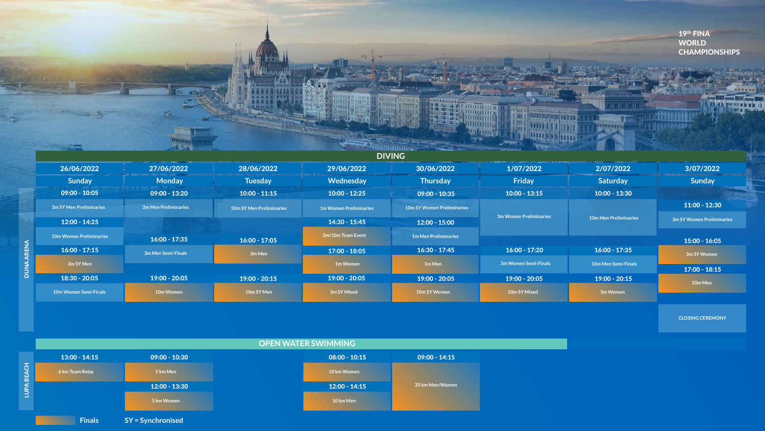# 19th FINA WORLD CHAMPIONSHIPS

## DIVING

**DUNA ARENA**

| 26/06/2022 Sunday | 27/06/2022 Monday | 28/06/2022 Tuesday | 29/06/2022 Wednesday | 30/06/2022 Thursday | 1/07/2022 Friday | 2/07/2022 Saturday | 3/07/2022 Sunday |
|---|---|---|---|---|---|---|---|
| 09:00 - 10:05 3m SY Men Preliminaries | 09:00 - 13:20 3m Men Preliminaries | 10:00 - 11:15 10m SY Men Preliminaries | 10:00 - 12:25 1m Women Preliminaries | 09:00 - 10:35 10m SY Women Preliminaries | 10:00 - 13:15 3m Women Preliminaries | 10:00 - 13:30 10m Men Preliminaries | 11:00 - 12:30 3m SY Women Preliminaries |
| 12:00 - 14:25 10m Women Preliminaries | 16:00 - 17:35 3m Men Semi-Finals | 16:00 - 17:05 3m Men | 14:30 - 15:45 3m/10m Team Event | 12:00 - 15:00 1m Men Preliminaries | 16:00 - 17:20 3m Women Semi-Finals | 16:00 - 17:35 10m Men Semi-Finals | 15:00 - 16:05 3m SY Women |
| 16:00 - 17:15 3m SY Men | | | 17:00 - 18:05 1m Women | 16:30 - 17:45 1m Men | | | 17:00 - 18:15 10m Men |
| 18:30 - 20:05 10m Women Semi-Finals | 19:00 - 20:05 10m Women | 19:00 - 20:15 10m SY Men | 19:00 - 20:05 3m SY Mixed | 19:00 - 20:05 10m SY Women | 19:00 - 20:05 10m SY Mixed | 19:00 - 20:15 3m Women | CLOSING CEREMONY |

## OPEN WATER SWIMMING

**LUPA BEACH**

| 26/06/2022 Sunday | 27/06/2022 Monday | 28/06/2022 Tuesday | 29/06/2022 Wednesday | 30/06/2022 Thursday |
|---|---|---|---|---|
| 13:00 - 14:15 6 km Team Relay | 09:00 - 10:30 5 km Men | | 08:00 - 10:15 10 km Women | 09:00 - 14:15 25 km Men/Women |
| | 12:00 - 13:30 5 km Women | | 12:00 - 14:15 10 km Men | |

Finals (highlighted) SY = Synchronised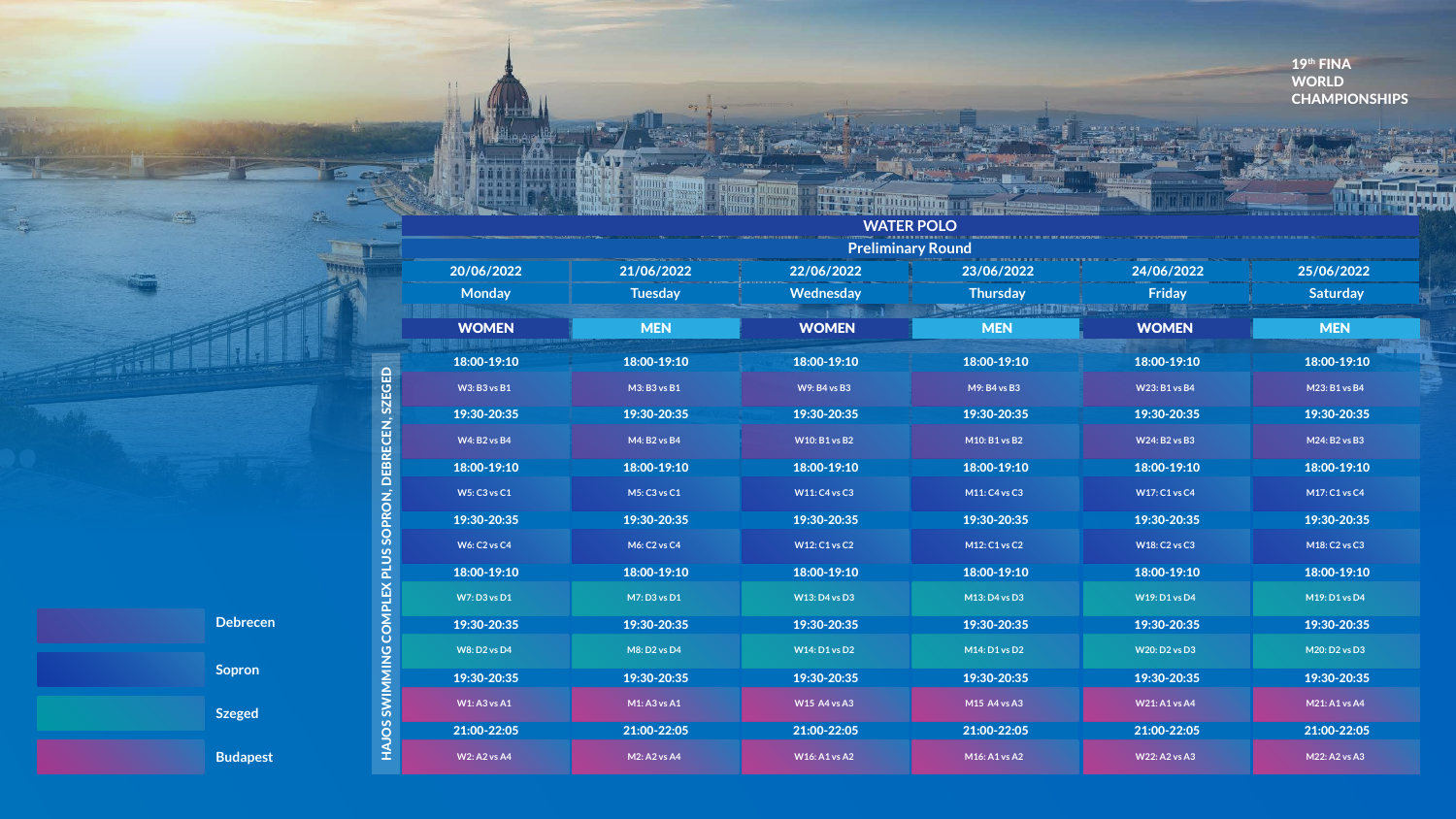19th FINA WORLD CHAMPIONSHIPS

## WATER POLO

### Preliminary Round

HAJOS SWIMMING COMPLEX PLUS SOPRON, DEBRECEN, SZEGED

| | 20/06/2022 Monday | 21/06/2022 Tuesday | 22/06/2022 Wednesday | 23/06/2022 Thursday | 24/06/2022 Friday | 25/06/2022 Saturday |
|---|---|---|---|---|---|---|
| | **WOMEN** | **MEN** | **WOMEN** | **MEN** | **WOMEN** | **MEN** |
| Debrecen | 18:00-19:10 W3: B3 vs B1 | 18:00-19:10 M3: B3 vs B1 | 18:00-19:10 W9: B4 vs B3 | 18:00-19:10 M9: B4 vs B3 | 18:00-19:10 W23: B1 vs B4 | 18:00-19:10 M23: B1 vs B4 |
| Debrecen | 19:30-20:35 W4: B2 vs B4 | 19:30-20:35 M4: B2 vs B4 | 19:30-20:35 W10: B1 vs B2 | 19:30-20:35 M10: B1 vs B2 | 19:30-20:35 W24: B2 vs B3 | 19:30-20:35 M24: B2 vs B3 |
| Sopron | 18:00-19:10 W5: C3 vs C1 | 18:00-19:10 M5: C3 vs C1 | 18:00-19:10 W11: C4 vs C3 | 18:00-19:10 M11: C4 vs C3 | 18:00-19:10 W17: C1 vs C4 | 18:00-19:10 M17: C1 vs C4 |
| Sopron | 19:30-20:35 W6: C2 vs C4 | 19:30-20:35 M6: C2 vs C4 | 19:30-20:35 W12: C1 vs C2 | 19:30-20:35 M12: C1 vs C2 | 19:30-20:35 W18: C2 vs C3 | 19:30-20:35 M18: C2 vs C3 |
| Szeged | 18:00-19:10 W7: D3 vs D1 | 18:00-19:10 M7: D3 vs D1 | 18:00-19:10 W13: D4 vs D3 | 18:00-19:10 M13: D4 vs D3 | 18:00-19:10 W19: D1 vs D4 | 18:00-19:10 M19: D1 vs D4 |
| Szeged | 19:30-20:35 W8: D2 vs D4 | 19:30-20:35 M8: D2 vs D4 | 19:30-20:35 W14: D1 vs D2 | 19:30-20:35 M14: D1 vs D2 | 19:30-20:35 W20: D2 vs D3 | 19:30-20:35 M20: D2 vs D3 |
| Budapest | 19:30-20:35 W1: A3 vs A1 | 19:30-20:35 M1: A3 vs A1 | 19:30-20:35 W15 A4 vs A3 | 19:30-20:35 M15 A4 vs A3 | 19:30-20:35 W21: A1 vs A4 | 19:30-20:35 M21: A1 vs A4 |
| Budapest | 21:00-22:05 W2: A2 vs A4 | 21:00-22:05 M2: A2 vs A4 | 21:00-22:05 W16: A1 vs A2 | 21:00-22:05 M16: A1 vs A2 | 21:00-22:05 W22: A2 vs A3 | 21:00-22:05 M22: A2 vs A3 |

Debrecen

Sopron

Szeged

Budapest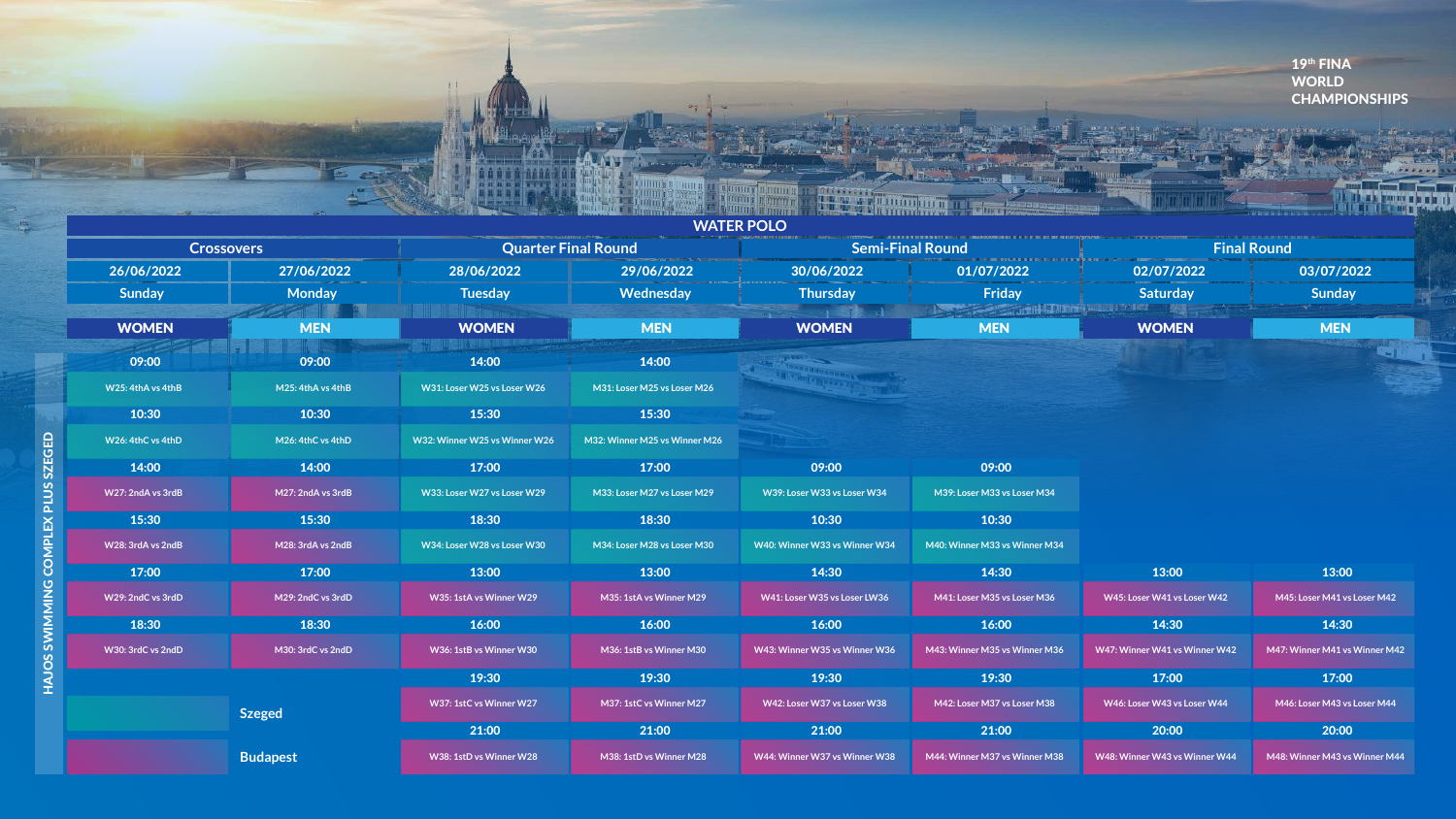19th FINA WORLD CHAMPIONSHIPS

# WATER POLO

HAJOS SWIMMING COMPLEX PLUS SZEGED

| Crossovers | | Quarter Final Round | | Semi-Final Round | | Final Round | |
|---|---|---|---|---|---|---|---|
| 26/06/2022 | 27/06/2022 | 28/06/2022 | 29/06/2022 | 30/06/2022 | 01/07/2022 | 02/07/2022 | 03/07/2022 |
| Sunday | Monday | Tuesday | Wednesday | Thursday | Friday | Saturday | Sunday |
| WOMEN | MEN | WOMEN | MEN | WOMEN | MEN | WOMEN | MEN |
| 09:00 | 09:00 | 14:00 | 14:00 | | | | |
| W25: 4thA vs 4thB | M25: 4thA vs 4thB | W31: Loser W25 vs Loser W26 | M31: Loser M25 vs Loser M26 | | | | |
| 10:30 | 10:30 | 15:30 | 15:30 | | | | |
| W26: 4thC vs 4thD | M26: 4thC vs 4thD | W32: Winner W25 vs Winner W26 | M32: Winner M25 vs Winner M26 | | | | |
| 14:00 | 14:00 | 17:00 | 17:00 | 09:00 | 09:00 | | |
| W27: 2ndA vs 3rdB | M27: 2ndA vs 3rdB | W33: Loser W27 vs Loser W29 | M33: Loser M27 vs Loser M29 | W39: Loser W33 vs Loser W34 | M39: Loser M33 vs Loser M34 | | |
| 15:30 | 15:30 | 18:30 | 18:30 | 10:30 | 10:30 | | |
| W28: 3rdA vs 2ndB | M28: 3rdA vs 2ndB | W34: Loser W28 vs Loser W30 | M34: Loser M28 vs Loser M30 | W40: Winner W33 vs Winner W34 | M40: Winner M33 vs Winner M34 | | |
| 17:00 | 17:00 | 13:00 | 13:00 | 14:30 | 14:30 | 13:00 | 13:00 |
| W29: 2ndC vs 3rdD | M29: 2ndC vs 3rdD | W35: 1stA vs Winner W29 | M35: 1stA vs Winner M29 | W41: Loser W35 vs Loser LW36 | M41: Loser M35 vs Loser M36 | W45: Loser W41 vs Loser W42 | M45: Loser M41 vs Loser M42 |
| 18:30 | 18:30 | 16:00 | 16:00 | 16:00 | 16:00 | 14:30 | 14:30 |
| W30: 3rdC vs 2ndD | M30: 3rdC vs 2ndD | W36: 1stB vs Winner W30 | M36: 1stB vs Winner M30 | W43: Winner W35 vs Winner W36 | M43: Winner M35 vs Winner M36 | W47: Winner W41 vs Winner W42 | M47: Winner M41 vs Winner M42 |
| | | 19:30 | 19:30 | 19:30 | 19:30 | 17:00 | 17:00 |
| | | W37: 1stC vs Winner W27 | M37: 1stC vs Winner M27 | W42: Loser W37 vs Loser W38 | M42: Loser M37 vs Loser M38 | W46: Loser W43 vs Loser W44 | M46: Loser M43 vs Loser M44 |
| | | 21:00 | 21:00 | 21:00 | 21:00 | 20:00 | 20:00 |
| | | W38: 1stD vs Winner W28 | M38: 1stD vs Winner M28 | W44: Winner W37 vs Winner W38 | M44: Winner M37 vs Winner M38 | W48: Winner W43 vs Winner W44 | M48: Winner M43 vs Winner M44 |

Legend: Szeged (teal) · Budapest (purple)